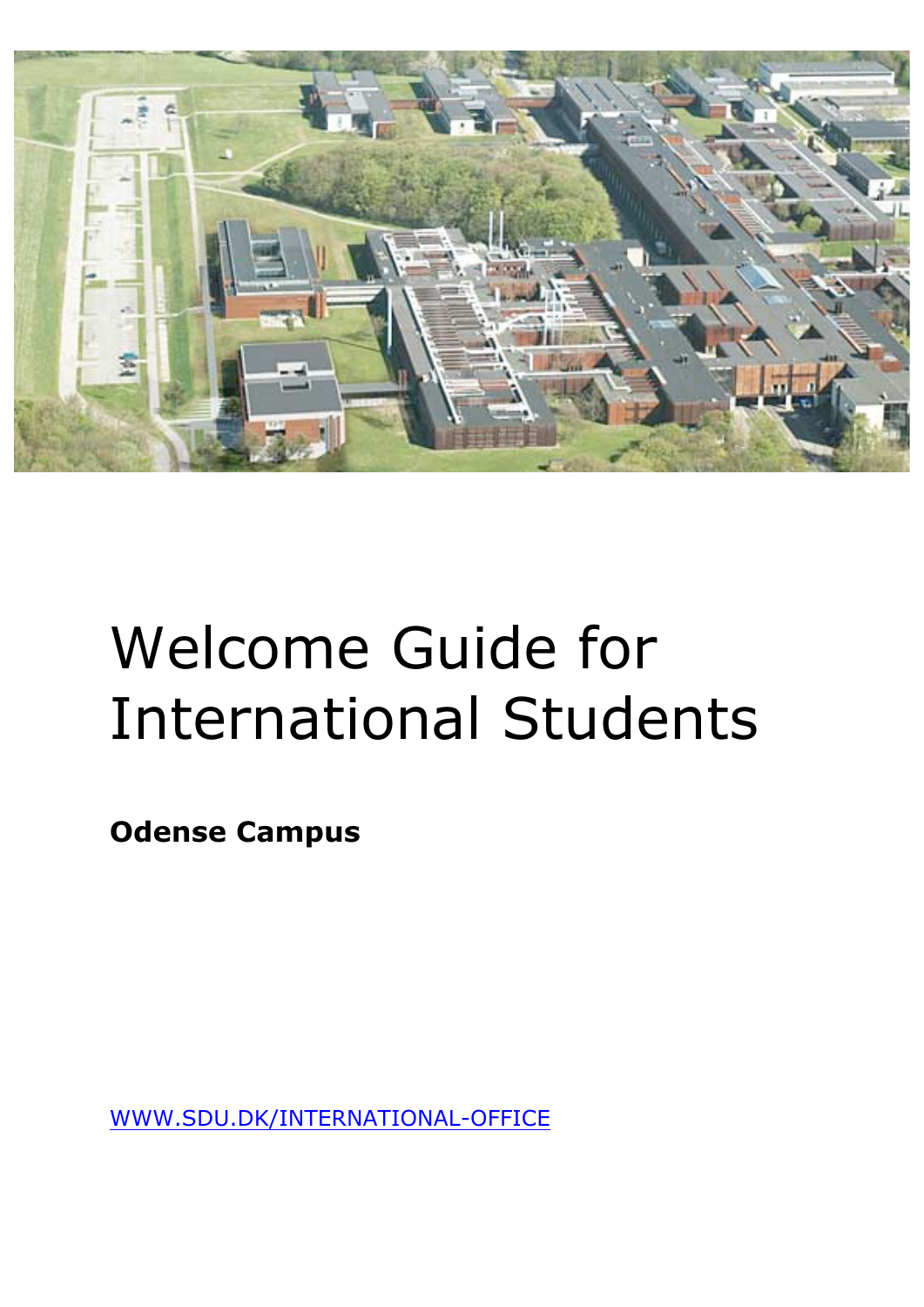# Welcome Guide for International Students

**Odense Campus**

[WWW.SDU.DK/INTERNATIONAL-OFFICE](http://WWW.SDU.DK/INTERNATIONAL-OFFICE)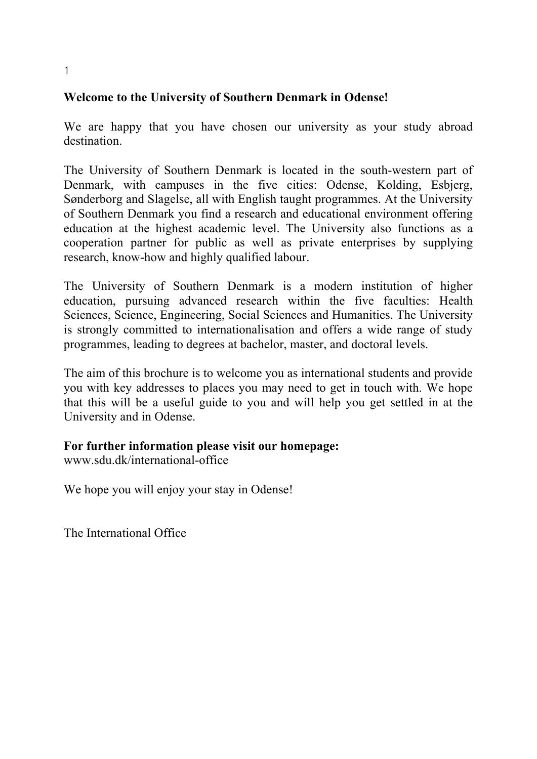**Welcome to the University of Southern Denmark in Odense!**

We are happy that you have chosen our university as your study abroad destination.

The University of Southern Denmark is located in the south-western part of Denmark, with campuses in the five cities: Odense, Kolding, Esbjerg, Sønderborg and Slagelse, all with English taught programmes. At the University of Southern Denmark you find a research and educational environment offering education at the highest academic level. The University also functions as a cooperation partner for public as well as private enterprises by supplying research, know-how and highly qualified labour.

The University of Southern Denmark is a modern institution of higher education, pursuing advanced research within the five faculties: Health Sciences, Science, Engineering, Social Sciences and Humanities. The University is strongly committed to internationalisation and offers a wide range of study programmes, leading to degrees at bachelor, master, and doctoral levels.

The aim of this brochure is to welcome you as international students and provide you with key addresses to places you may need to get in touch with. We hope that this will be a useful guide to you and will help you get settled in at the University and in Odense.

**For further information please visit our homepage:**
www.sdu.dk/international-office

We hope you will enjoy your stay in Odense!

The International Office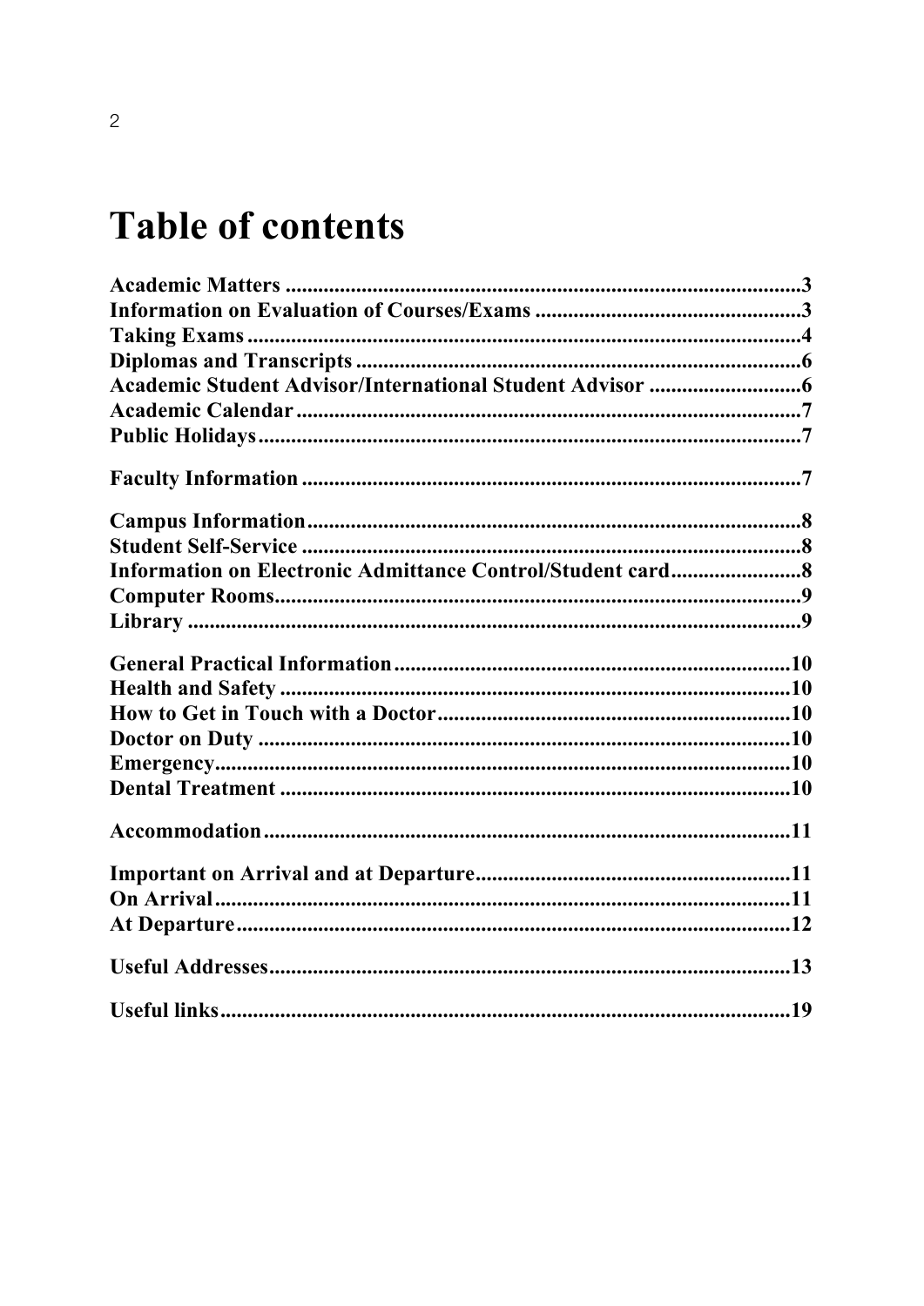# Table of contents

**Academic Matters** ........ 3
**Information on Evaluation of Courses/Exams** ........ 3
**Taking Exams** ........ 4
**Diplomas and Transcripts** ........ 6
**Academic Student Advisor/International Student Advisor** ........ 6
**Academic Calendar** ........ 7
**Public Holidays** ........ 7

**Faculty Information** ........ 7

**Campus Information** ........ 8
**Student Self-Service** ........ 8
**Information on Electronic Admittance Control/Student card** ........ 8
**Computer Rooms** ........ 9
**Library** ........ 9

**General Practical Information** ........ 10
**Health and Safety** ........ 10
**How to Get in Touch with a Doctor** ........ 10
**Doctor on Duty** ........ 10
**Emergency** ........ 10
**Dental Treatment** ........ 10

**Accommodation** ........ 11

**Important on Arrival and at Departure** ........ 11
**On Arrival** ........ 11
**At Departure** ........ 12

**Useful Addresses** ........ 13

**Useful links** ........ 19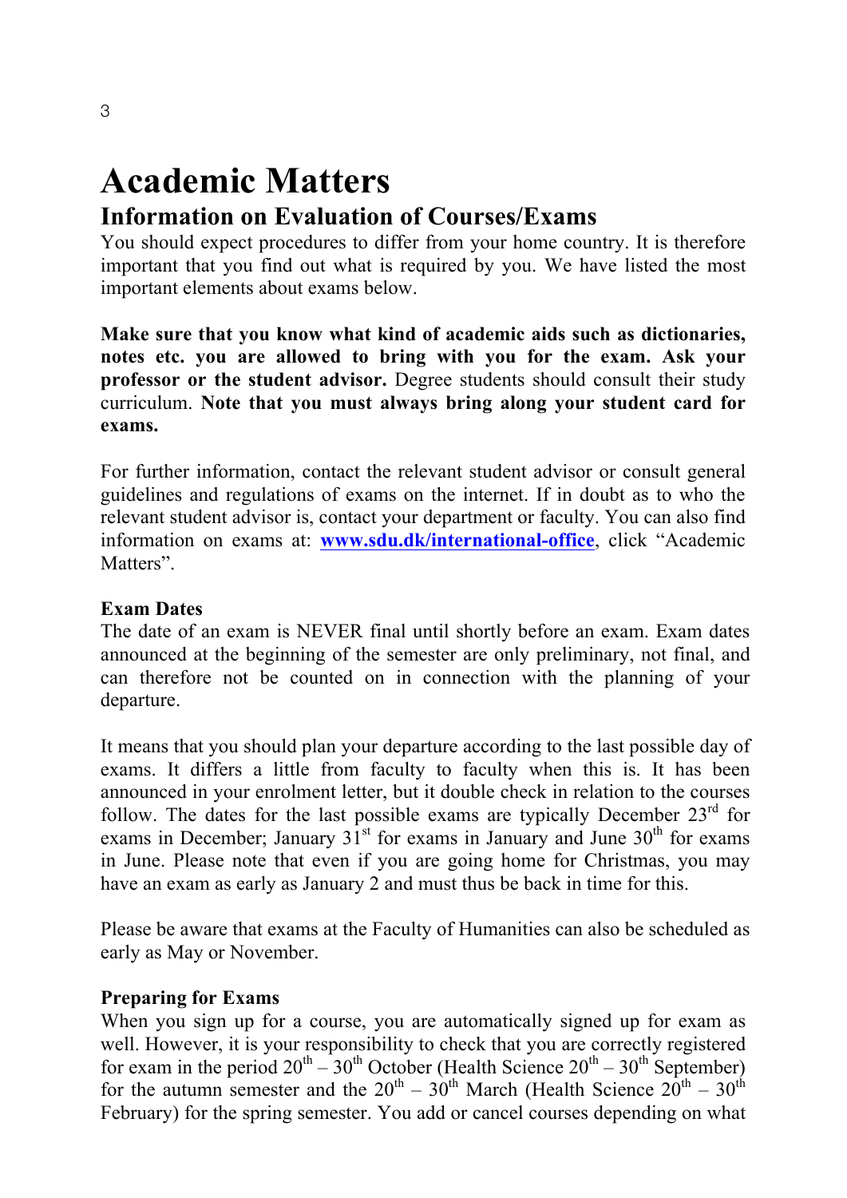# Academic Matters

## Information on Evaluation of Courses/Exams

You should expect procedures to differ from your home country. It is therefore important that you find out what is required by you. We have listed the most important elements about exams below.

**Make sure that you know what kind of academic aids such as dictionaries, notes etc. you are allowed to bring with you for the exam. Ask your professor or the student advisor.** Degree students should consult their study curriculum. **Note that you must always bring along your student card for exams.**

For further information, contact the relevant student advisor or consult general guidelines and regulations of exams on the internet. If in doubt as to who the relevant student advisor is, contact your department or faculty. You can also find information on exams at: **www.sdu.dk/international-office**, click "Academic Matters".

**Exam Dates**

The date of an exam is NEVER final until shortly before an exam. Exam dates announced at the beginning of the semester are only preliminary, not final, and can therefore not be counted on in connection with the planning of your departure.

It means that you should plan your departure according to the last possible day of exams. It differs a little from faculty to faculty when this is. It has been announced in your enrolment letter, but it double check in relation to the courses follow. The dates for the last possible exams are typically December 23rd for exams in December; January 31st for exams in January and June 30th for exams in June. Please note that even if you are going home for Christmas, you may have an exam as early as January 2 and must thus be back in time for this.

Please be aware that exams at the Faculty of Humanities can also be scheduled as early as May or November.

**Preparing for Exams**

When you sign up for a course, you are automatically signed up for exam as well. However, it is your responsibility to check that you are correctly registered for exam in the period 20th – 30th October (Health Science 20th – 30th September) for the autumn semester and the 20th – 30th March (Health Science 20th – 30th February) for the spring semester. You add or cancel courses depending on what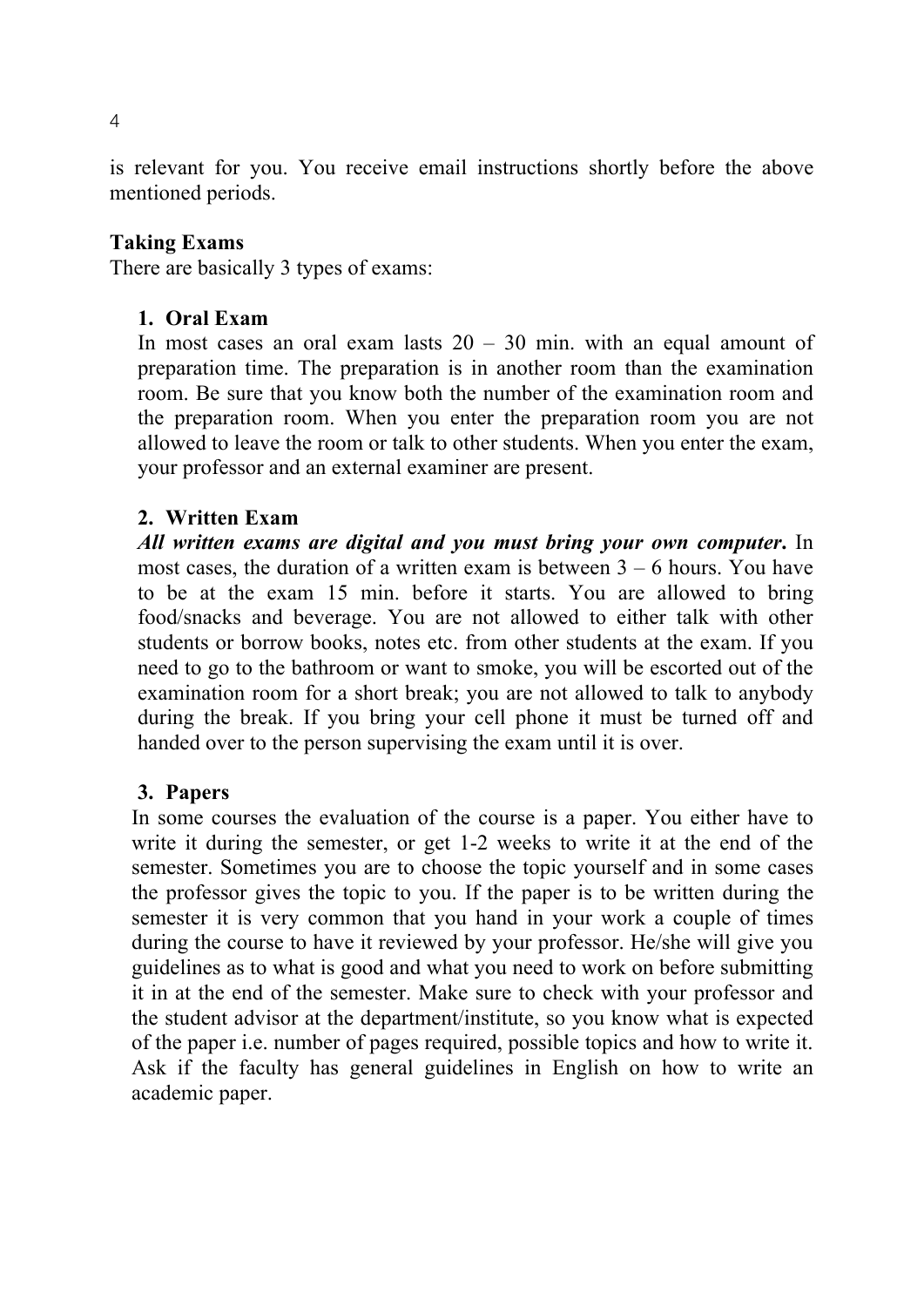is relevant for you. You receive email instructions shortly before the above mentioned periods.

**Taking Exams**

There are basically 3 types of exams:

1. **Oral Exam**

   In most cases an oral exam lasts 20 – 30 min. with an equal amount of preparation time. The preparation is in another room than the examination room. Be sure that you know both the number of the examination room and the preparation room. When you enter the preparation room you are not allowed to leave the room or talk to other students. When you enter the exam, your professor and an external examiner are present.

2. **Written Exam**

   ***All written exams are digital and you must bring your own computer.*** In most cases, the duration of a written exam is between 3 – 6 hours. You have to be at the exam 15 min. before it starts. You are allowed to bring food/snacks and beverage. You are not allowed to either talk with other students or borrow books, notes etc. from other students at the exam. If you need to go to the bathroom or want to smoke, you will be escorted out of the examination room for a short break; you are not allowed to talk to anybody during the break. If you bring your cell phone it must be turned off and handed over to the person supervising the exam until it is over.

3. **Papers**

   In some courses the evaluation of the course is a paper. You either have to write it during the semester, or get 1-2 weeks to write it at the end of the semester. Sometimes you are to choose the topic yourself and in some cases the professor gives the topic to you. If the paper is to be written during the semester it is very common that you hand in your work a couple of times during the course to have it reviewed by your professor. He/she will give you guidelines as to what is good and what you need to work on before submitting it in at the end of the semester. Make sure to check with your professor and the student advisor at the department/institute, so you know what is expected of the paper i.e. number of pages required, possible topics and how to write it. Ask if the faculty has general guidelines in English on how to write an academic paper.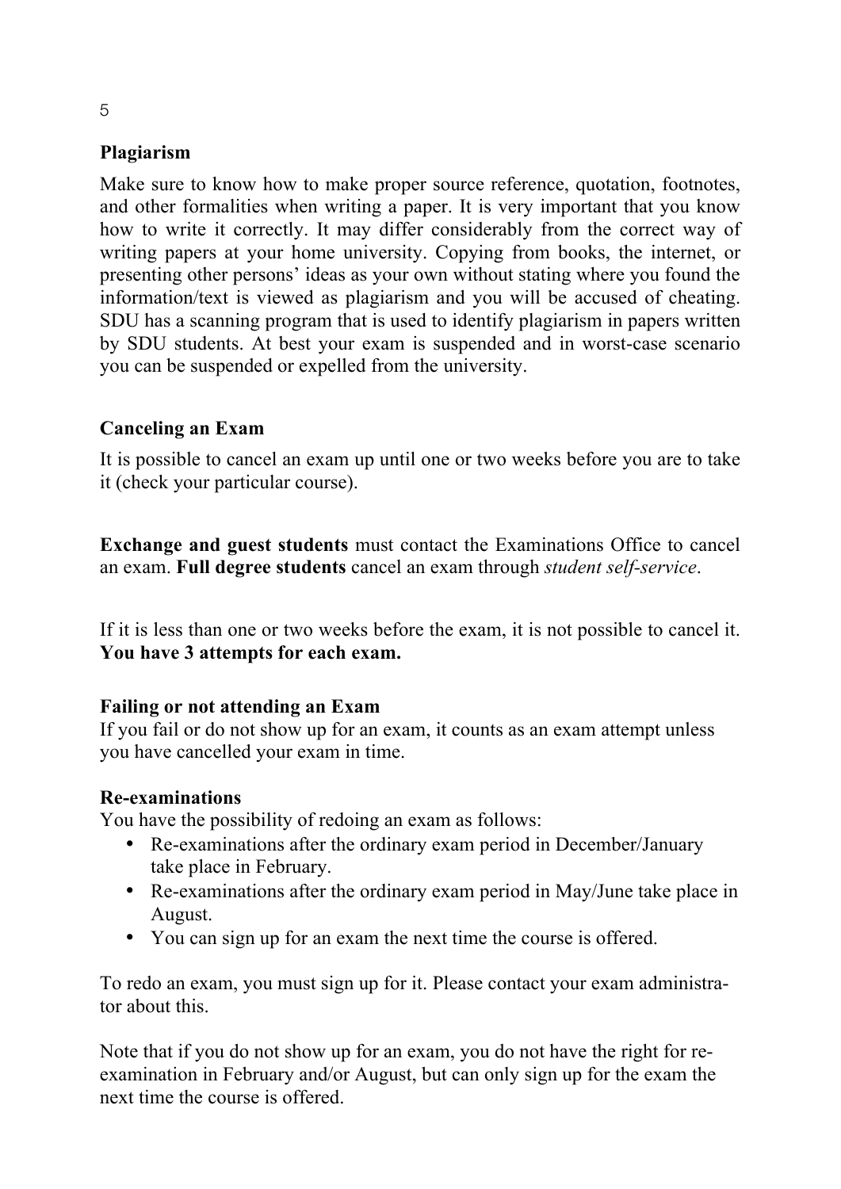## Plagiarism

Make sure to know how to make proper source reference, quotation, footnotes, and other formalities when writing a paper. It is very important that you know how to write it correctly. It may differ considerably from the correct way of writing papers at your home university. Copying from books, the internet, or presenting other persons' ideas as your own without stating where you found the information/text is viewed as plagiarism and you will be accused of cheating. SDU has a scanning program that is used to identify plagiarism in papers written by SDU students. At best your exam is suspended and in worst-case scenario you can be suspended or expelled from the university.

## Canceling an Exam

It is possible to cancel an exam up until one or two weeks before you are to take it (check your particular course).

**Exchange and guest students** must contact the Examinations Office to cancel an exam. **Full degree students** cancel an exam through *student self-service*.

If it is less than one or two weeks before the exam, it is not possible to cancel it. **You have 3 attempts for each exam.**

## Failing or not attending an Exam

If you fail or do not show up for an exam, it counts as an exam attempt unless you have cancelled your exam in time.

## Re-examinations

You have the possibility of redoing an exam as follows:

- Re-examinations after the ordinary exam period in December/January take place in February.
- Re-examinations after the ordinary exam period in May/June take place in August.
- You can sign up for an exam the next time the course is offered.

To redo an exam, you must sign up for it. Please contact your exam administrator about this.

Note that if you do not show up for an exam, you do not have the right for re-examination in February and/or August, but can only sign up for the exam the next time the course is offered.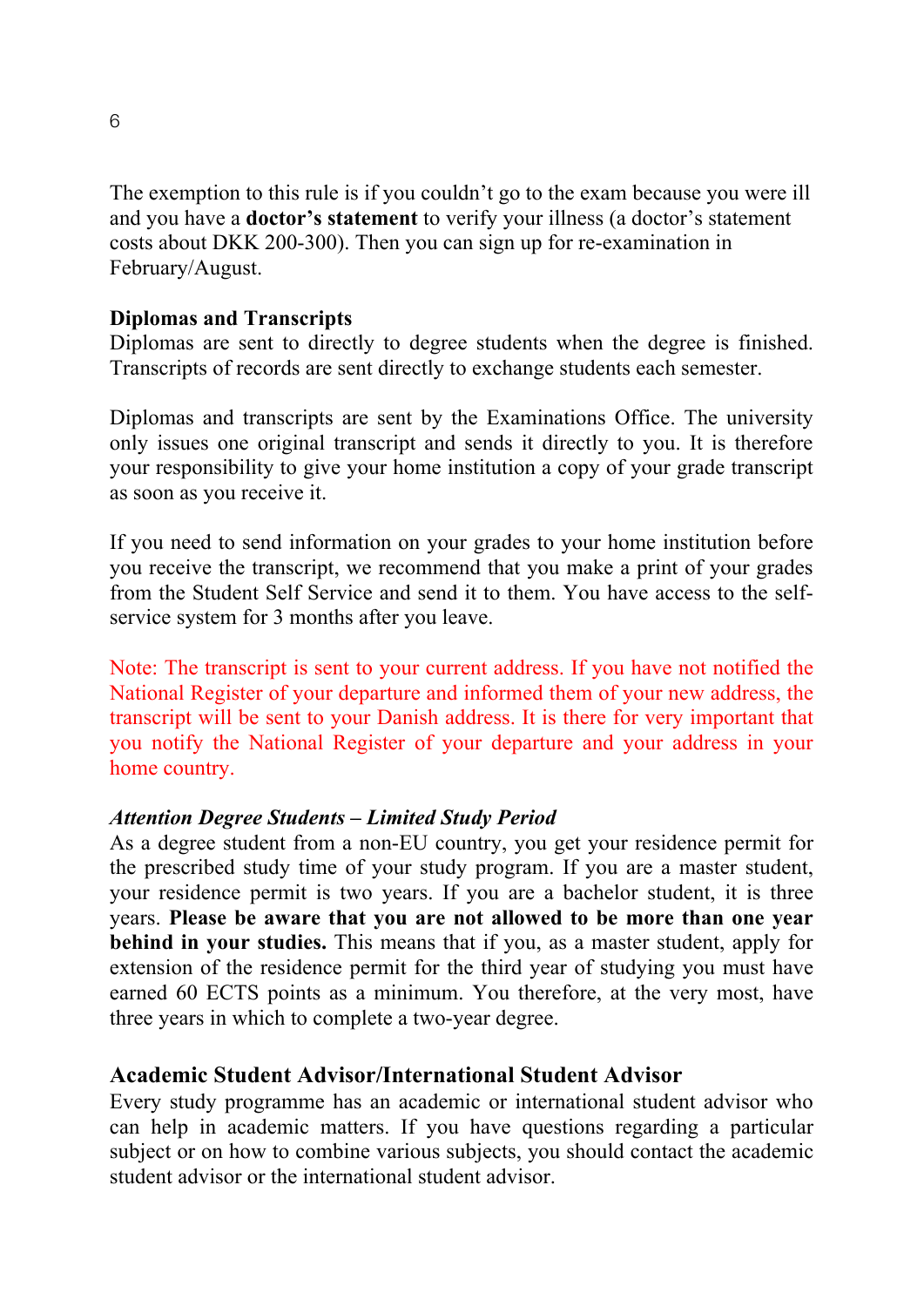The exemption to this rule is if you couldn't go to the exam because you were ill and you have a **doctor's statement** to verify your illness (a doctor's statement costs about DKK 200-300). Then you can sign up for re-examination in February/August.

**Diplomas and Transcripts**

Diplomas are sent to directly to degree students when the degree is finished. Transcripts of records are sent directly to exchange students each semester.

Diplomas and transcripts are sent by the Examinations Office. The university only issues one original transcript and sends it directly to you. It is therefore your responsibility to give your home institution a copy of your grade transcript as soon as you receive it.

If you need to send information on your grades to your home institution before you receive the transcript, we recommend that you make a print of your grades from the Student Self Service and send it to them. You have access to the self-service system for 3 months after you leave.

Note: The transcript is sent to your current address. If you have not notified the National Register of your departure and informed them of your new address, the transcript will be sent to your Danish address. It is there for very important that you notify the National Register of your departure and your address in your home country.

***Attention Degree Students – Limited Study Period***

As a degree student from a non-EU country, you get your residence permit for the prescribed study time of your study program. If you are a master student, your residence permit is two years. If you are a bachelor student, it is three years. **Please be aware that you are not allowed to be more than one year behind in your studies.** This means that if you, as a master student, apply for extension of the residence permit for the third year of studying you must have earned 60 ECTS points as a minimum. You therefore, at the very most, have three years in which to complete a two-year degree.

## Academic Student Advisor/International Student Advisor

Every study programme has an academic or international student advisor who can help in academic matters. If you have questions regarding a particular subject or on how to combine various subjects, you should contact the academic student advisor or the international student advisor.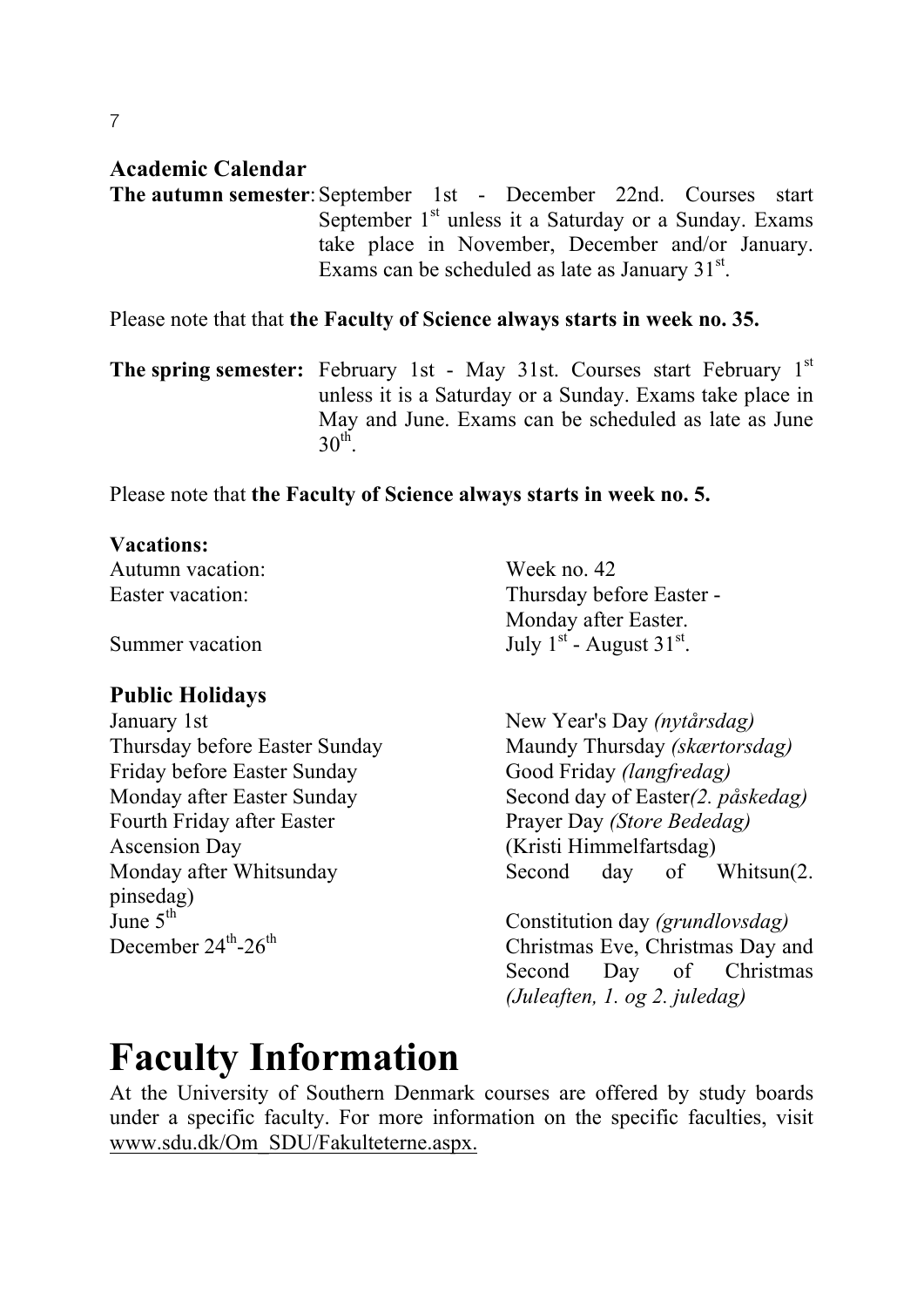## Academic Calendar

**The autumn semester**: September 1st - December 22nd. Courses start September 1st unless it a Saturday or a Sunday. Exams take place in November, December and/or January. Exams can be scheduled as late as January 31st.

Please note that that **the Faculty of Science always starts in week no. 35.**

**The spring semester:** February 1st - May 31st. Courses start February 1st unless it is a Saturday or a Sunday. Exams take place in May and June. Exams can be scheduled as late as June 30th.

Please note that **the Faculty of Science always starts in week no. 5.**

### Vacations:

| | |
|---|---|
| Autumn vacation: | Week no. 42 |
| Easter vacation: | Thursday before Easter - Monday after Easter. |
| Summer vacation | July 1st - August 31st. |

### Public Holidays

| | |
|---|---|
| January 1st | New Year's Day *(nytårsdag)* |
| Thursday before Easter Sunday | Maundy Thursday *(skærtorsdag)* |
| Friday before Easter Sunday | Good Friday *(langfredag)* |
| Monday after Easter Sunday | Second day of Easter*(2. påskedag)* |
| Fourth Friday after Easter | Prayer Day *(Store Bededag)* |
| Ascension Day | (Kristi Himmelfartsdag) |
| Monday after Whitsunday | Second day of Whitsun(2. pinsedag) |
| June 5th | Constitution day *(grundlovsdag)* |
| December 24th-26th | Christmas Eve, Christmas Day and Second Day of Christmas *(Juleaften, 1. og 2. juledag)* |

# Faculty Information

At the University of Southern Denmark courses are offered by study boards under a specific faculty. For more information on the specific faculties, visit www.sdu.dk/Om_SDU/Fakulteterne.aspx.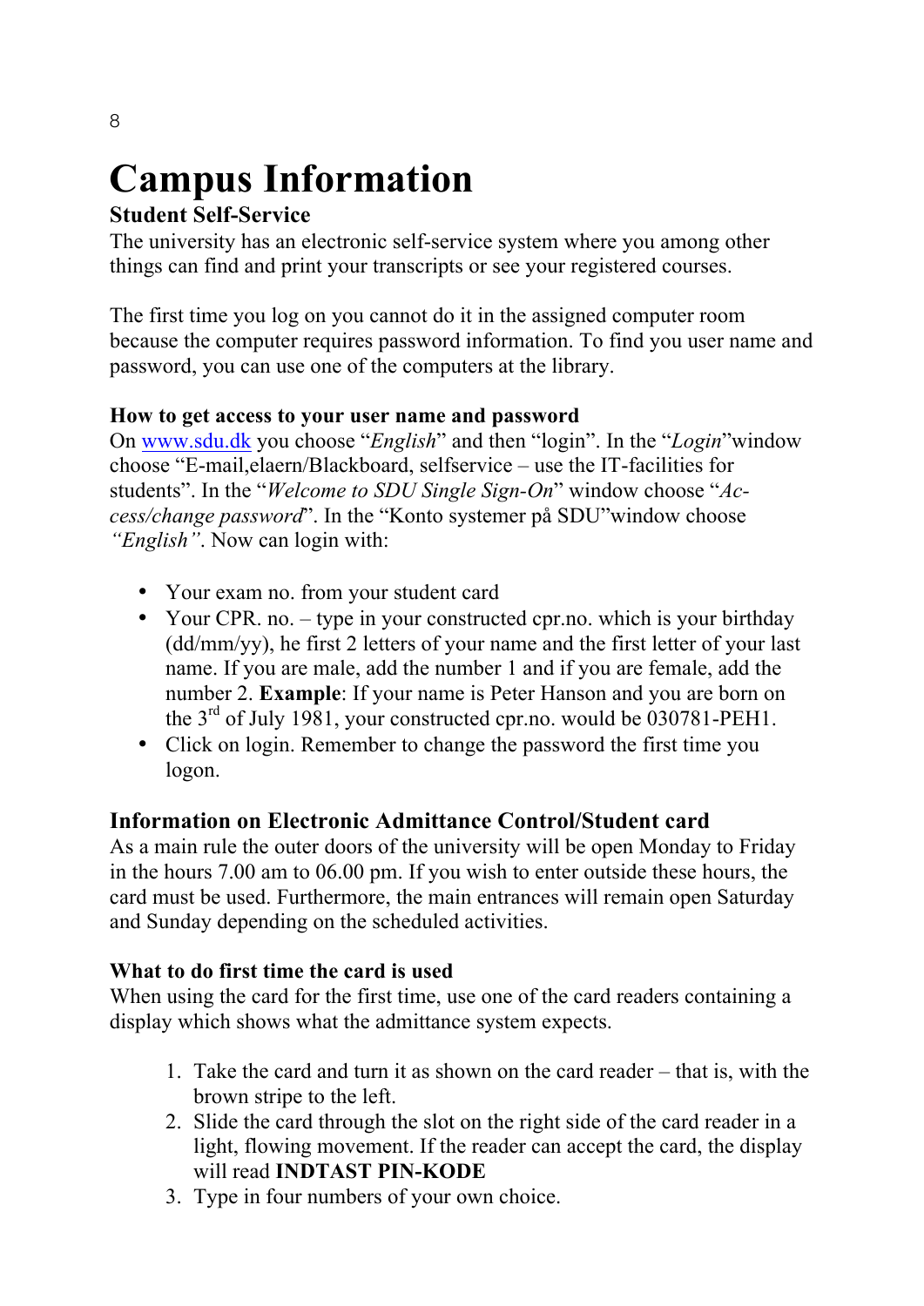# Campus Information

**Student Self-Service**

The university has an electronic self-service system where you among other things can find and print your transcripts or see your registered courses.

The first time you log on you cannot do it in the assigned computer room because the computer requires password information. To find you user name and password, you can use one of the computers at the library.

### How to get access to your user name and password

On [www.sdu.dk](http://www.sdu.dk) you choose "*English*" and then "login". In the "*Login*"window choose "E-mail,elaern/Blackboard, selfservice – use the IT-facilities for students". In the "*Welcome to SDU Single Sign-On*" window choose "*Access/change password*". In the "Konto systemer på SDU"window choose *"English"*. Now can login with:

- Your exam no. from your student card
- Your CPR. no. – type in your constructed cpr.no. which is your birthday (dd/mm/yy), he first 2 letters of your name and the first letter of your last name. If you are male, add the number 1 and if you are female, add the number 2. **Example**: If your name is Peter Hanson and you are born on the 3rd of July 1981, your constructed cpr.no. would be 030781-PEH1.
- Click on login. Remember to change the password the first time you logon.

## Information on Electronic Admittance Control/Student card

As a main rule the outer doors of the university will be open Monday to Friday in the hours 7.00 am to 06.00 pm. If you wish to enter outside these hours, the card must be used. Furthermore, the main entrances will remain open Saturday and Sunday depending on the scheduled activities.

### What to do first time the card is used

When using the card for the first time, use one of the card readers containing a display which shows what the admittance system expects.

1. Take the card and turn it as shown on the card reader – that is, with the brown stripe to the left.
2. Slide the card through the slot on the right side of the card reader in a light, flowing movement. If the reader can accept the card, the display will read **INDTAST PIN-KODE**
3. Type in four numbers of your own choice.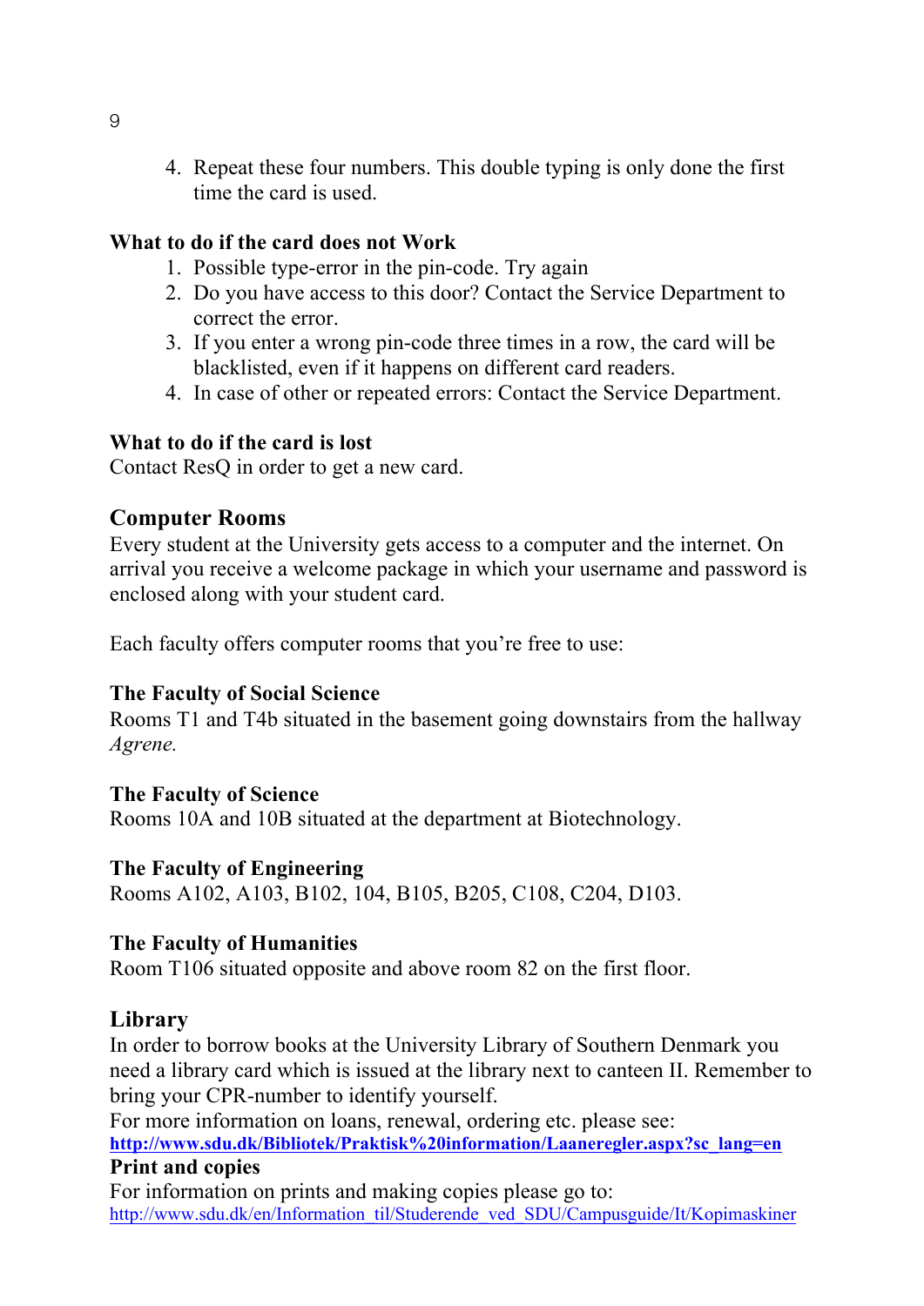4. Repeat these four numbers. This double typing is only done the first time the card is used.

**What to do if the card does not Work**

1. Possible type-error in the pin-code. Try again
2. Do you have access to this door? Contact the Service Department to correct the error.
3. If you enter a wrong pin-code three times in a row, the card will be blacklisted, even if it happens on different card readers.
4. In case of other or repeated errors: Contact the Service Department.

**What to do if the card is lost**

Contact ResQ in order to get a new card.

## Computer Rooms

Every student at the University gets access to a computer and the internet. On arrival you receive a welcome package in which your username and password is enclosed along with your student card.

Each faculty offers computer rooms that you're free to use:

**The Faculty of Social Science**

Rooms T1 and T4b situated in the basement going downstairs from the hallway *Agrene.*

**The Faculty of Science**

Rooms 10A and 10B situated at the department at Biotechnology.

**The Faculty of Engineering**

Rooms A102, A103, B102, 104, B105, B205, C108, C204, D103.

**The Faculty of Humanities**

Room T106 situated opposite and above room 82 on the first floor.

## Library

In order to borrow books at the University Library of Southern Denmark you need a library card which is issued at the library next to canteen II. Remember to bring your CPR-number to identify yourself.

For more information on loans, renewal, ordering etc. please see:
**http://www.sdu.dk/Bibliotek/Praktisk%20information/Laaneregler.aspx?sc_lang=en**

**Print and copies**

For information on prints and making copies please go to:
http://www.sdu.dk/en/Information_til/Studerende_ved_SDU/Campusguide/It/Kopimaskiner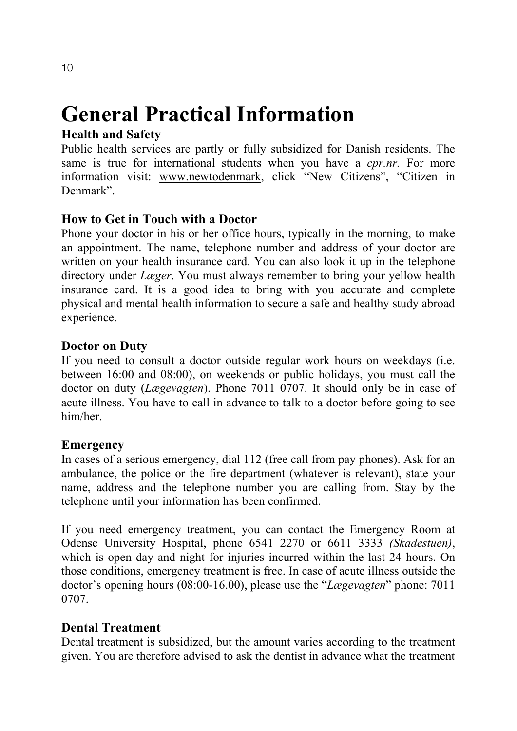# General Practical Information

## Health and Safety

Public health services are partly or fully subsidized for Danish residents. The same is true for international students when you have a *cpr.nr.* For more information visit: www.newtodenmark, click “New Citizens”, “Citizen in Denmark”.

## How to Get in Touch with a Doctor

Phone your doctor in his or her office hours, typically in the morning, to make an appointment. The name, telephone number and address of your doctor are written on your health insurance card. You can also look it up in the telephone directory under *Læger*. You must always remember to bring your yellow health insurance card. It is a good idea to bring with you accurate and complete physical and mental health information to secure a safe and healthy study abroad experience.

## Doctor on Duty

If you need to consult a doctor outside regular work hours on weekdays (i.e. between 16:00 and 08:00), on weekends or public holidays, you must call the doctor on duty (*Lægevagten*). Phone 7011 0707. It should only be in case of acute illness. You have to call in advance to talk to a doctor before going to see him/her.

## Emergency

In cases of a serious emergency, dial 112 (free call from pay phones). Ask for an ambulance, the police or the fire department (whatever is relevant), state your name, address and the telephone number you are calling from. Stay by the telephone until your information has been confirmed.

If you need emergency treatment, you can contact the Emergency Room at Odense University Hospital, phone 6541 2270 or 6611 3333 *(Skadestuen)*, which is open day and night for injuries incurred within the last 24 hours. On those conditions, emergency treatment is free. In case of acute illness outside the doctor’s opening hours (08:00-16.00), please use the “*Lægevagten*” phone: 7011 0707.

## Dental Treatment

Dental treatment is subsidized, but the amount varies according to the treatment given. You are therefore advised to ask the dentist in advance what the treatment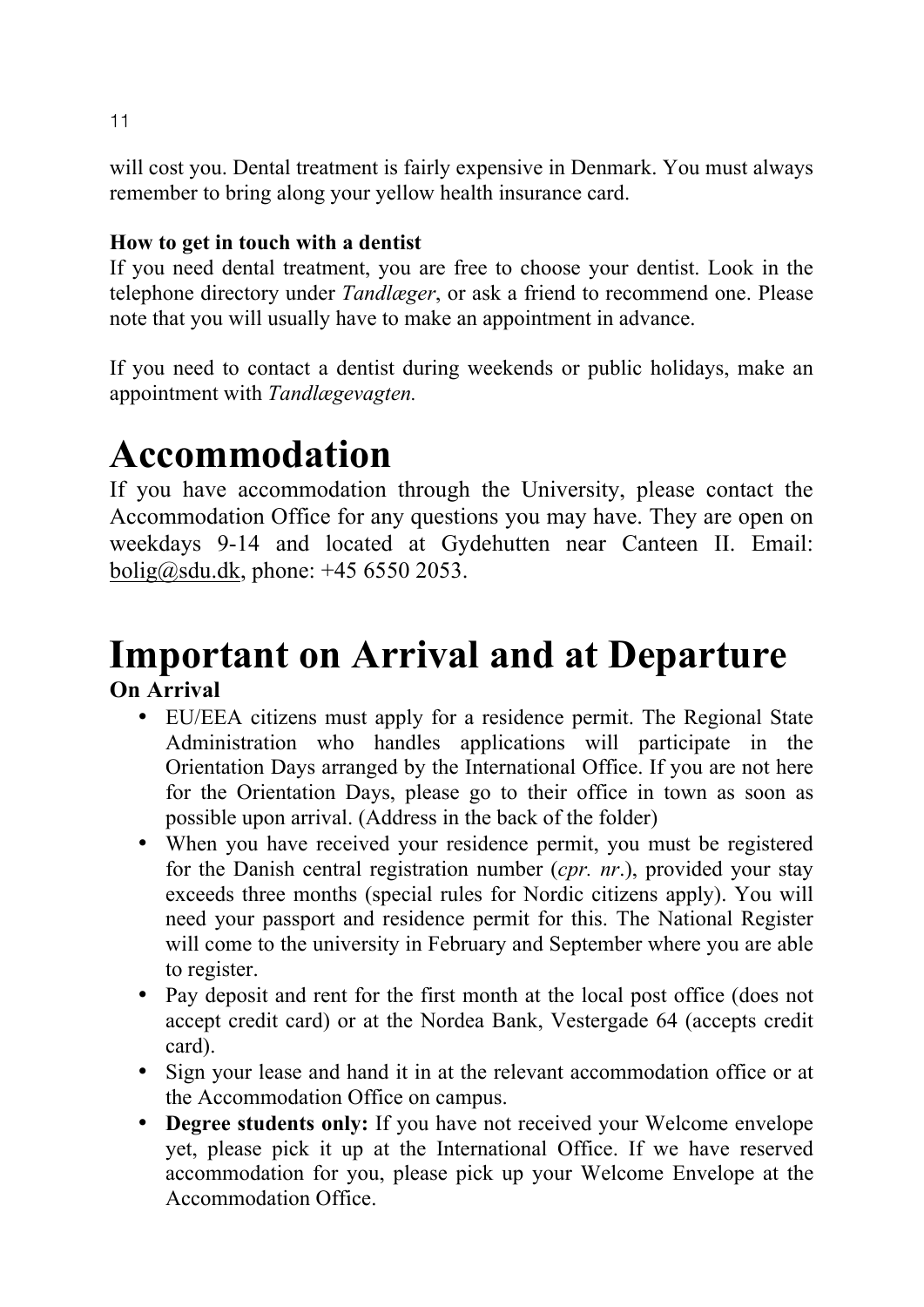will cost you. Dental treatment is fairly expensive in Denmark. You must always remember to bring along your yellow health insurance card.

**How to get in touch with a dentist**

If you need dental treatment, you are free to choose your dentist. Look in the telephone directory under *Tandlæger*, or ask a friend to recommend one. Please note that you will usually have to make an appointment in advance.

If you need to contact a dentist during weekends or public holidays, make an appointment with *Tandlægevagten.*

# Accommodation

If you have accommodation through the University, please contact the Accommodation Office for any questions you may have. They are open on weekdays 9-14 and located at Gydehutten near Canteen II. Email: bolig@sdu.dk, phone: +45 6550 2053.

# Important on Arrival and at Departure

**On Arrival**

- EU/EEA citizens must apply for a residence permit. The Regional State Administration who handles applications will participate in the Orientation Days arranged by the International Office. If you are not here for the Orientation Days, please go to their office in town as soon as possible upon arrival. (Address in the back of the folder)
- When you have received your residence permit, you must be registered for the Danish central registration number (*cpr. nr*.), provided your stay exceeds three months (special rules for Nordic citizens apply). You will need your passport and residence permit for this. The National Register will come to the university in February and September where you are able to register.
- Pay deposit and rent for the first month at the local post office (does not accept credit card) or at the Nordea Bank, Vestergade 64 (accepts credit card).
- Sign your lease and hand it in at the relevant accommodation office or at the Accommodation Office on campus.
- **Degree students only:** If you have not received your Welcome envelope yet, please pick it up at the International Office. If we have reserved accommodation for you, please pick up your Welcome Envelope at the Accommodation Office.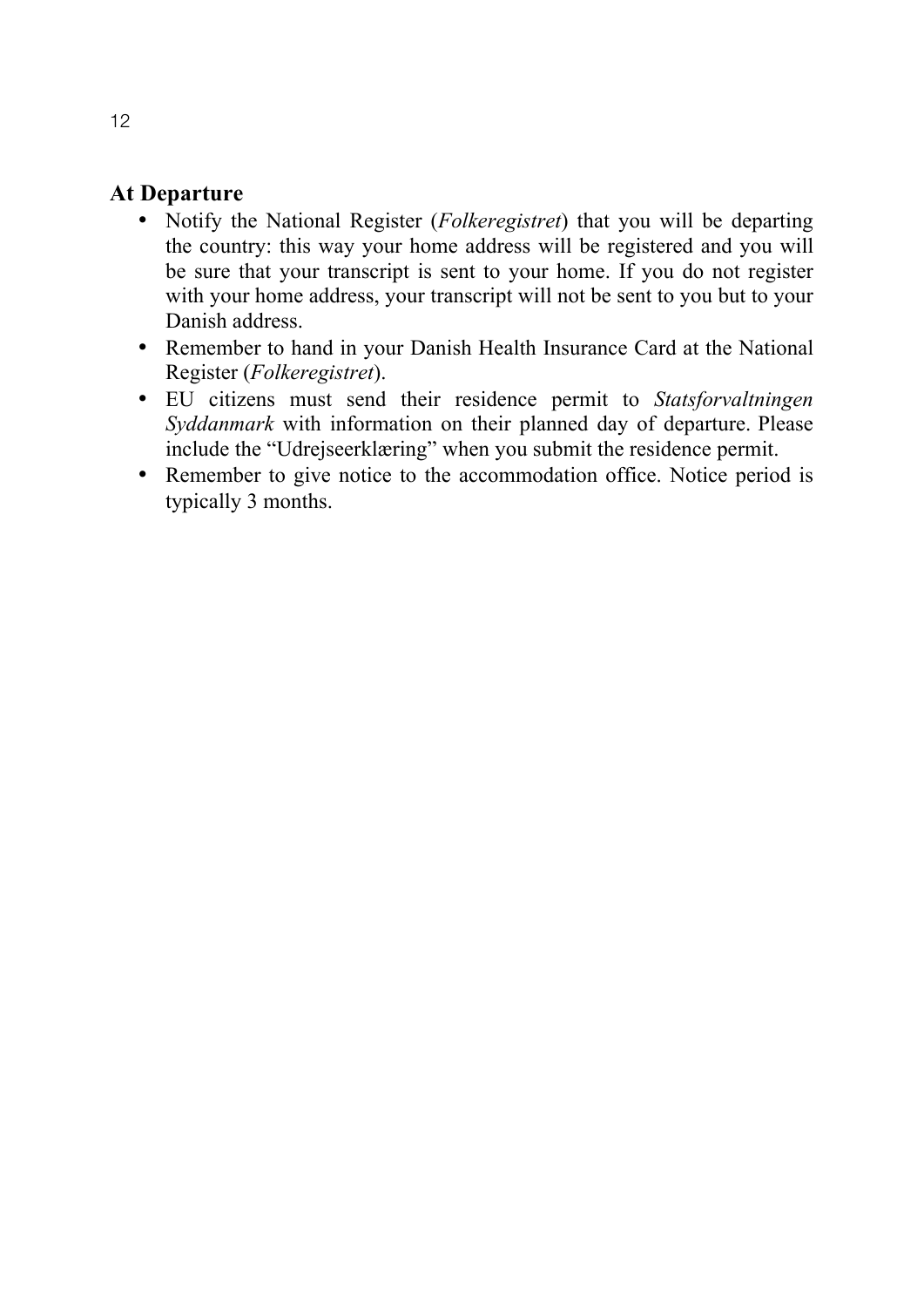## At Departure

- Notify the National Register (*Folkeregistret*) that you will be departing the country: this way your home address will be registered and you will be sure that your transcript is sent to your home. If you do not register with your home address, your transcript will not be sent to you but to your Danish address.
- Remember to hand in your Danish Health Insurance Card at the National Register (*Folkeregistret*).
- EU citizens must send their residence permit to *Statsforvaltningen Syddanmark* with information on their planned day of departure. Please include the "Udrejseerklæring" when you submit the residence permit.
- Remember to give notice to the accommodation office. Notice period is typically 3 months.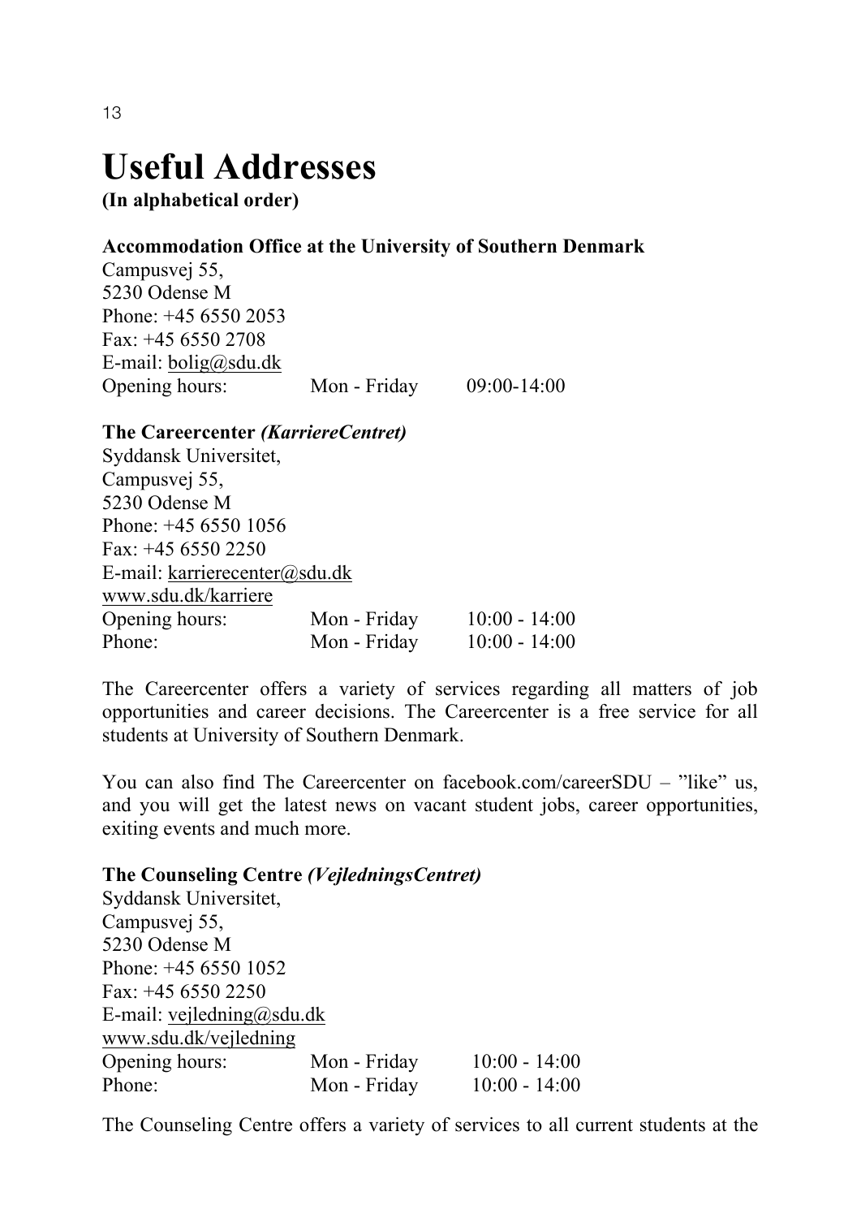# Useful Addresses

**(In alphabetical order)**

**Accommodation Office at the University of Southern Denmark**
Campusvej 55,
5230 Odense M
Phone: +45 6550 2053
Fax: +45 6550 2708
E-mail: bolig@sdu.dk

| Opening hours: | Mon - Friday | 09:00-14:00 |
|---|---|---|

**The Careercenter *(KarriereCentret)***
Syddansk Universitet,
Campusvej 55,
5230 Odense M
Phone: +45 6550 1056
Fax: +45 6550 2250
E-mail: karrierecenter@sdu.dk
www.sdu.dk/karriere

| Opening hours: | Mon - Friday | 10:00 - 14:00 |
|---|---|---|
| Phone: | Mon - Friday | 10:00 - 14:00 |

The Careercenter offers a variety of services regarding all matters of job opportunities and career decisions. The Careercenter is a free service for all students at University of Southern Denmark.

You can also find The Careercenter on facebook.com/careerSDU – ”like” us, and you will get the latest news on vacant student jobs, career opportunities, exiting events and much more.

**The Counseling Centre *(VejledningsCentret)***
Syddansk Universitet,
Campusvej 55,
5230 Odense M
Phone: +45 6550 1052
Fax: +45 6550 2250
E-mail: vejledning@sdu.dk
www.sdu.dk/vejledning

| Opening hours: | Mon - Friday | 10:00 - 14:00 |
|---|---|---|
| Phone: | Mon - Friday | 10:00 - 14:00 |

The Counseling Centre offers a variety of services to all current students at the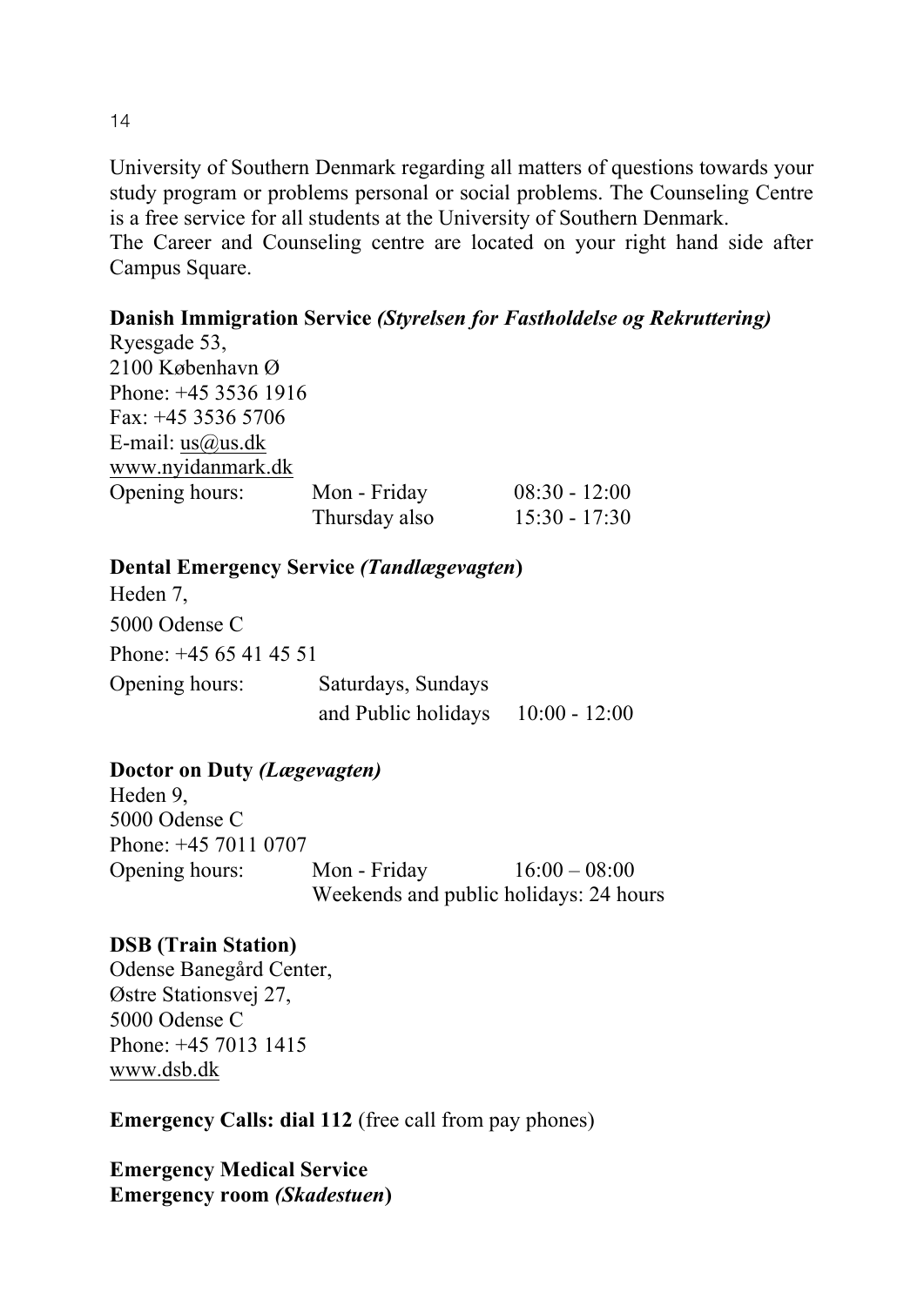University of Southern Denmark regarding all matters of questions towards your study program or problems personal or social problems. The Counseling Centre is a free service for all students at the University of Southern Denmark.
The Career and Counseling centre are located on your right hand side after Campus Square.

**Danish Immigration Service *(Styrelsen for Fastholdelse og Rekruttering)***
Ryesgade 53,
2100 København Ø
Phone: +45 3536 1916
Fax: +45 3536 5706
E-mail: us@us.dk
www.nyidanmark.dk

| Opening hours: | Mon - Friday | 08:30 - 12:00 |
|---|---|---|
| | Thursday also | 15:30 - 17:30 |

**Dental Emergency Service *(Tandlægevagten)***
Heden 7,
5000 Odense C
Phone: +45 65 41 45 51

| Opening hours: | Saturdays, Sundays and Public holidays | 10:00 - 12:00 |
|---|---|---|

**Doctor on Duty *(Lægevagten)***
Heden 9,
5000 Odense C
Phone: +45 7011 0707

| Opening hours: | Mon - Friday | 16:00 – 08:00 |
|---|---|---|
| | Weekends and public holidays: 24 hours | |

**DSB (Train Station)**
Odense Banegård Center,
Østre Stationsvej 27,
5000 Odense C
Phone: +45 7013 1415
www.dsb.dk

**Emergency Calls: dial 112** (free call from pay phones)

**Emergency Medical Service**
**Emergency room *(Skadestuen)***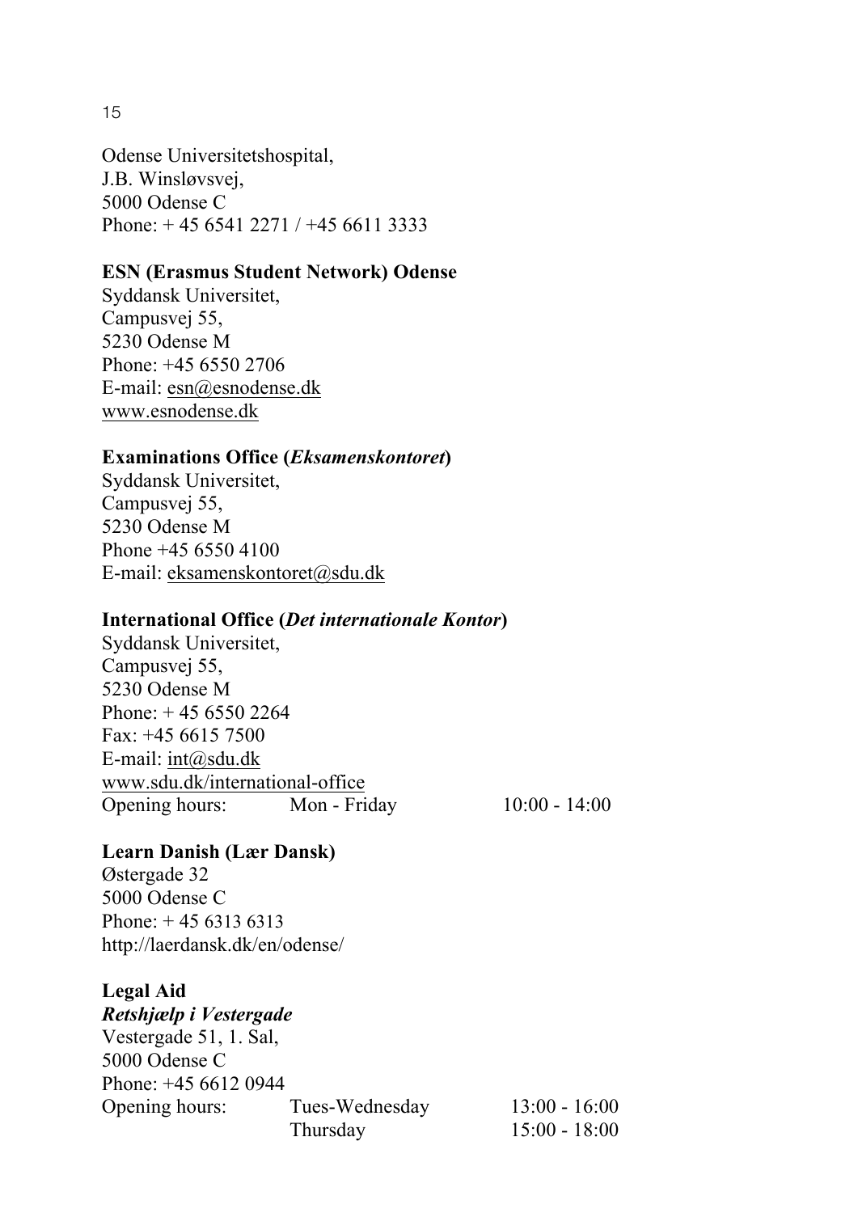Odense Universitetshospital,
J.B. Winsløvsvej,
5000 Odense C
Phone: + 45 6541 2271 / +45 6611 3333

**ESN (Erasmus Student Network) Odense**
Syddansk Universitet,
Campusvej 55,
5230 Odense M
Phone: +45 6550 2706
E-mail: esn@esnodense.dk
www.esnodense.dk

**Examinations Office (*Eksamenskontoret*)**
Syddansk Universitet,
Campusvej 55,
5230 Odense M
Phone +45 6550 4100
E-mail: eksamenskontoret@sdu.dk

**International Office (*Det internationale Kontor*)**
Syddansk Universitet,
Campusvej 55,
5230 Odense M
Phone: + 45 6550 2264
Fax: +45 6615 7500
E-mail: int@sdu.dk
www.sdu.dk/international-office
Opening hours: Mon - Friday 10:00 - 14:00

**Learn Danish (Lær Dansk)**
Østergade 32
5000 Odense C
Phone: + 45 6313 6313
http://laerdansk.dk/en/odense/

**Legal Aid**
***Retshjælp i Vestergade***
Vestergade 51, 1. Sal,
5000 Odense C
Phone: +45 6612 0944

| Opening hours: | Tues-Wednesday | 13:00 - 16:00 |
|---|---|---|
| | Thursday | 15:00 - 18:00 |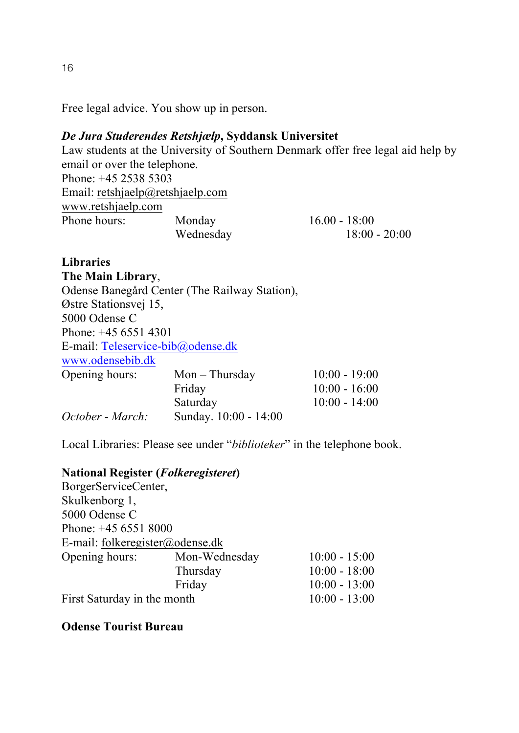Free legal advice. You show up in person.

***De Jura Studerendes Retshjælp*, Syddansk Universitet**
Law students at the University of Southern Denmark offer free legal aid help by email or over the telephone.
Phone: +45 2538 5303
Email: retshjaelp@retshjaelp.com
www.retshjaelp.com

| Phone hours: | Monday | 16.00 - 18:00 |
|---|---|---|
| | Wednesday | 18:00 - 20:00 |

**Libraries**
**The Main Library**,
Odense Banegård Center (The Railway Station),
Østre Stationsvej 15,
5000 Odense C
Phone: +45 6551 4301
E-mail: Teleservice-bib@odense.dk
www.odensebib.dk

| Opening hours: | Mon – Thursday | 10:00 - 19:00 |
|---|---|---|
| | Friday | 10:00 - 16:00 |
| | Saturday | 10:00 - 14:00 |
| *October - March:* | Sunday. 10:00 - 14:00 | |

Local Libraries: Please see under "*biblioteker*" in the telephone book.

**National Register (*Folkeregisteret*)**
BorgerServiceCenter,
Skulkenborg 1,
5000 Odense C
Phone: +45 6551 8000
E-mail: folkeregister@odense.dk

| Opening hours: | Mon-Wednesday | 10:00 - 15:00 |
|---|---|---|
| | Thursday | 10:00 - 18:00 |
| | Friday | 10:00 - 13:00 |
| First Saturday in the month | | 10:00 - 13:00 |

**Odense Tourist Bureau**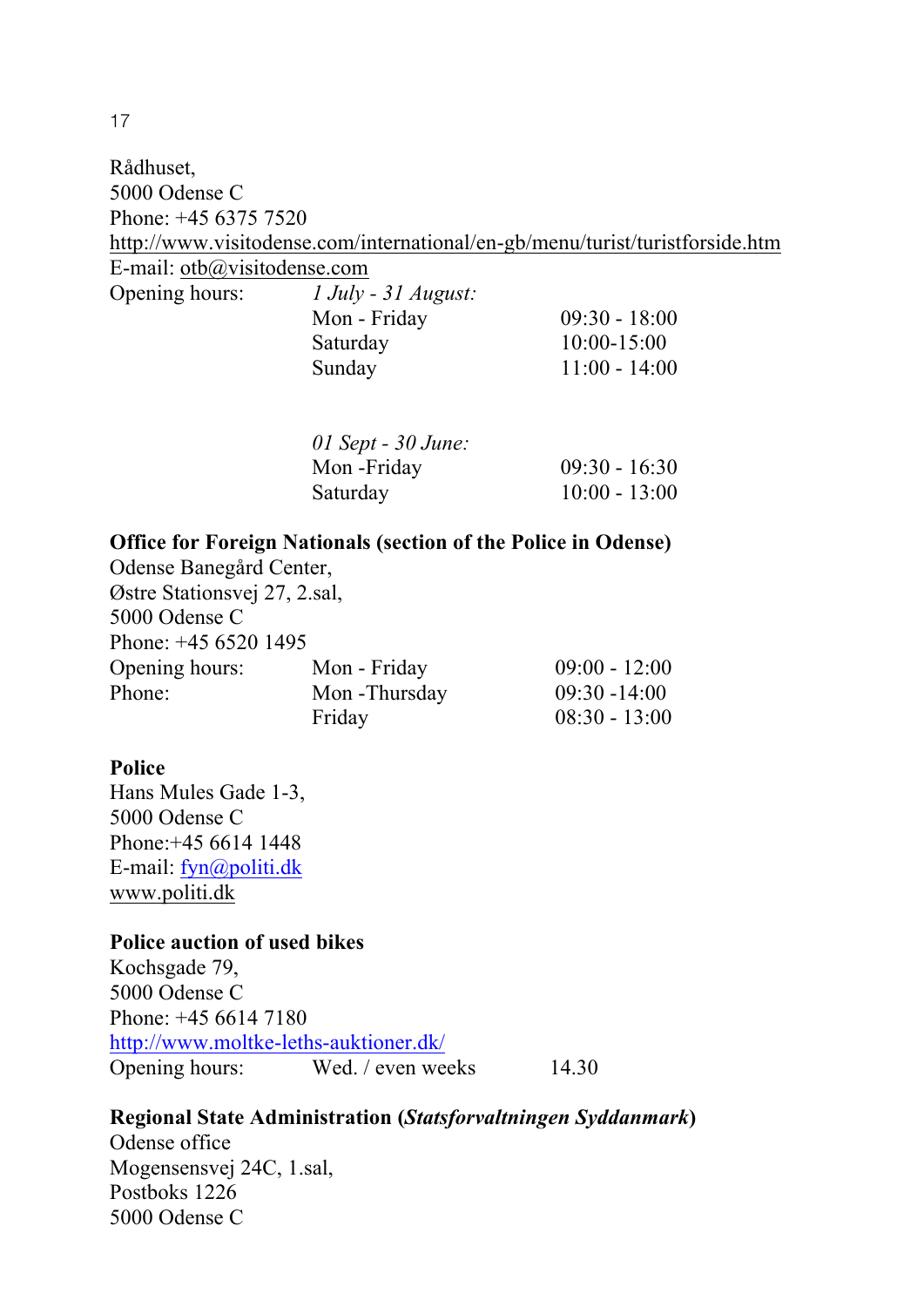Rådhuset,
5000 Odense C
Phone: +45 6375 7520
http://www.visitodense.com/international/en-gb/menu/turist/turistforside.htm
E-mail: otb@visitodense.com

| Opening hours: | *1 July - 31 August:* | |
|---|---|---|
| | Mon - Friday | 09:30 - 18:00 |
| | Saturday | 10:00-15:00 |
| | Sunday | 11:00 - 14:00 |
| | | |
| | *01 Sept - 30 June:* | |
| | Mon -Friday | 09:30 - 16:30 |
| | Saturday | 10:00 - 13:00 |

**Office for Foreign Nationals (section of the Police in Odense)**
Odense Banegård Center,
Østre Stationsvej 27, 2.sal,
5000 Odense C
Phone: +45 6520 1495

| Opening hours: | Mon - Friday | 09:00 - 12:00 |
|---|---|---|
| Phone: | Mon -Thursday | 09:30 -14:00 |
| | Friday | 08:30 - 13:00 |

**Police**
Hans Mules Gade 1-3,
5000 Odense C
Phone:+45 6614 1448
E-mail: fyn@politi.dk
www.politi.dk

**Police auction of used bikes**
Kochsgade 79,
5000 Odense C
Phone: +45 6614 7180
http://www.moltke-leths-auktioner.dk/

| Opening hours: | Wed. / even weeks | 14.30 |
|---|---|---|

**Regional State Administration (*Statsforvaltningen Syddanmark*)**
Odense office
Mogensensvej 24C, 1.sal,
Postboks 1226
5000 Odense C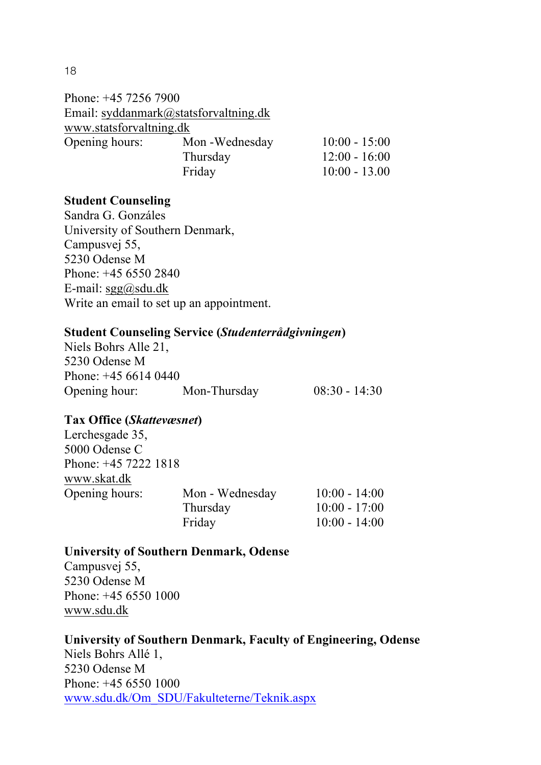Phone: +45 7256 7900
Email: syddanmark@statsforvaltning.dk
www.statsforvaltning.dk

| Opening hours: | Mon -Wednesday | 10:00 - 15:00 |
|---|---|---|
| | Thursday | 12:00 - 16:00 |
| | Friday | 10:00 - 13.00 |

**Student Counseling**
Sandra G. Gonzáles
University of Southern Denmark,
Campusvej 55,
5230 Odense M
Phone: +45 6550 2840
E-mail: sgg@sdu.dk
Write an email to set up an appointment.

**Student Counseling Service (*Studenterrådgivningen*)**
Niels Bohrs Alle 21,
5230 Odense M
Phone: +45 6614 0440

| Opening hour: | Mon-Thursday | 08:30 - 14:30 |
|---|---|---|

**Tax Office (*Skattevæsnet*)**
Lerchesgade 35,
5000 Odense C
Phone: +45 7222 1818
www.skat.dk

| Opening hours: | Mon - Wednesday | 10:00 - 14:00 |
|---|---|---|
| | Thursday | 10:00 - 17:00 |
| | Friday | 10:00 - 14:00 |

**University of Southern Denmark, Odense**
Campusvej 55,
5230 Odense M
Phone: +45 6550 1000
www.sdu.dk

**University of Southern Denmark, Faculty of Engineering, Odense**
Niels Bohrs Allé 1,
5230 Odense M
Phone: +45 6550 1000
www.sdu.dk/Om_SDU/Fakulteterne/Teknik.aspx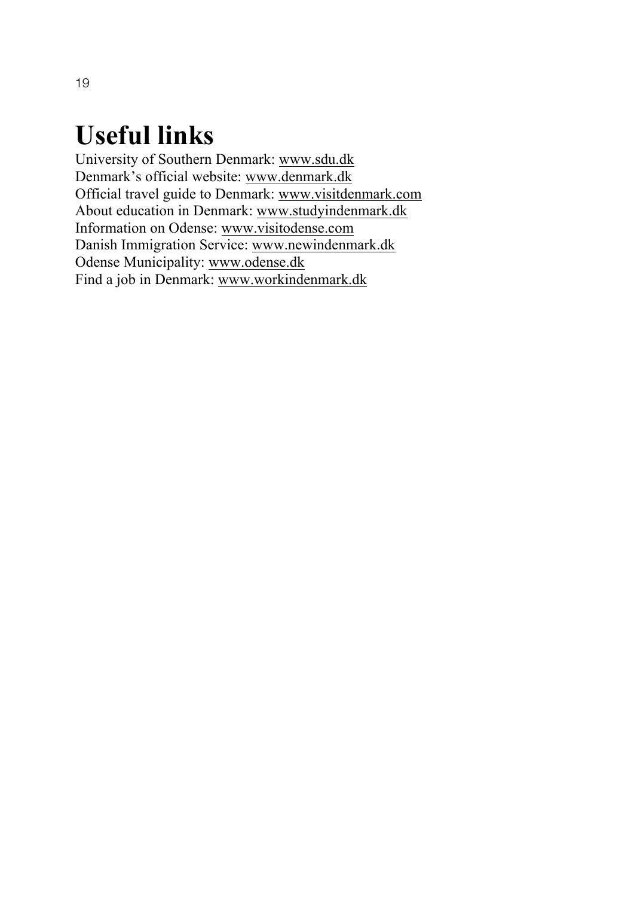# Useful links

University of Southern Denmark: www.sdu.dk
Denmark's official website: www.denmark.dk
Official travel guide to Denmark: www.visitdenmark.com
About education in Denmark: www.studyindenmark.dk
Information on Odense: www.visitodense.com
Danish Immigration Service: www.newindenmark.dk
Odense Municipality: www.odense.dk
Find a job in Denmark: www.workindenmark.dk